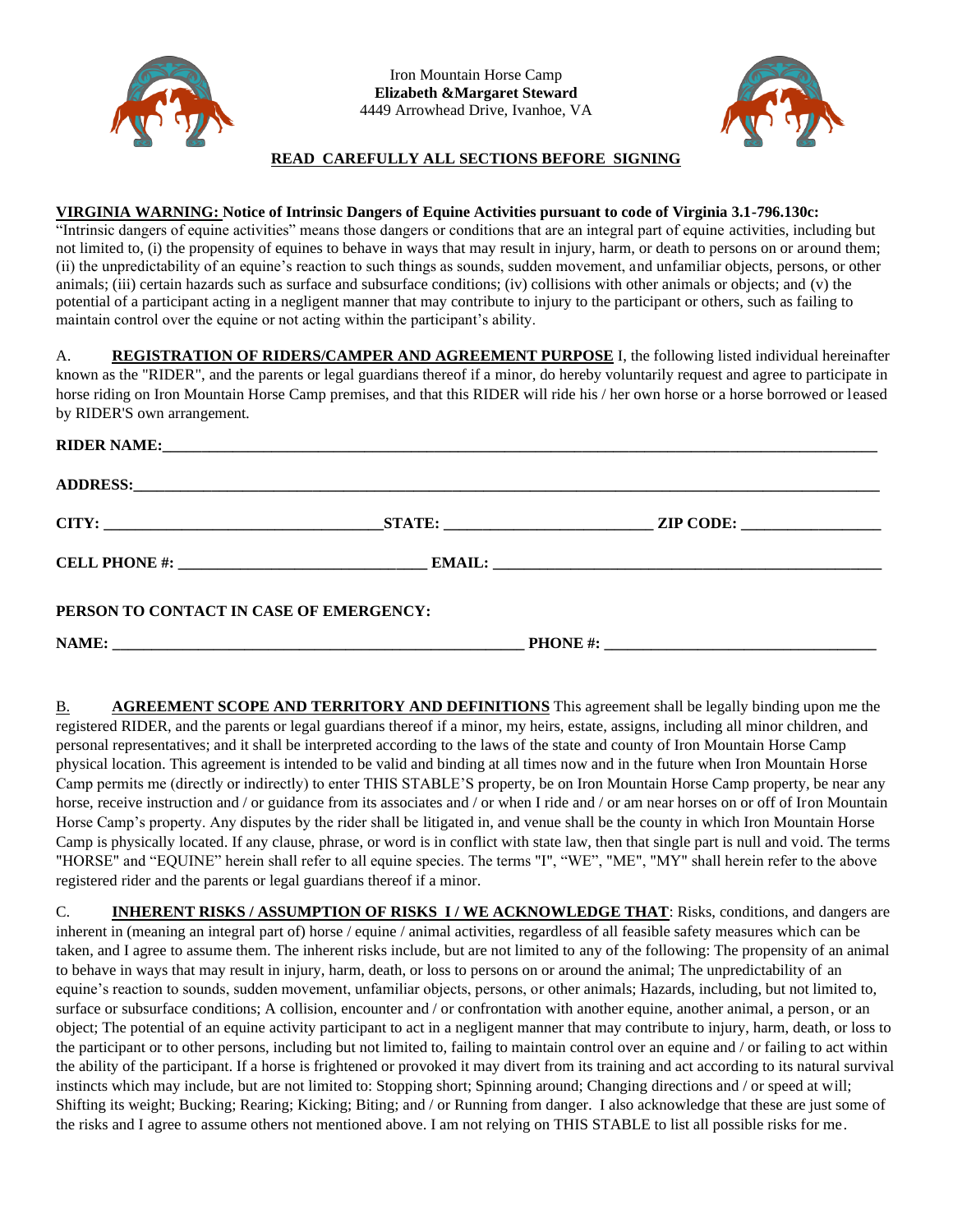Iron Mountain Horse Camp
**Elizabeth &Margaret Steward**
4449 Arrowhead Drive, Ivanhoe, VA

**READ CAREFULLY ALL SECTIONS BEFORE SIGNING**

**VIRGINIA WARNING: Notice of Intrinsic Dangers of Equine Activities pursuant to code of Virginia 3.1-796.130c:**
"Intrinsic dangers of equine activities" means those dangers or conditions that are an integral part of equine activities, including but not limited to, (i) the propensity of equines to behave in ways that may result in injury, harm, or death to persons on or around them; (ii) the unpredictability of an equine's reaction to such things as sounds, sudden movement, and unfamiliar objects, persons, or other animals; (iii) certain hazards such as surface and subsurface conditions; (iv) collisions with other animals or objects; and (v) the potential of a participant acting in a negligent manner that may contribute to injury to the participant or others, such as failing to maintain control over the equine or not acting within the participant's ability.

A. **REGISTRATION OF RIDERS/CAMPER AND AGREEMENT PURPOSE** I, the following listed individual hereinafter known as the "RIDER", and the parents or legal guardians thereof if a minor, do hereby voluntarily request and agree to participate in horse riding on Iron Mountain Horse Camp premises, and that this RIDER will ride his / her own horse or a horse borrowed or leased by RIDER'S own arrangement.

**RIDER NAME:**_______________________________________________

**ADDRESS:**_______________________________________________

**CITY:** ______________________ **STATE:** ______________________ **ZIP CODE:** ______________

**CELL PHONE #:** ______________________ **EMAIL:** ______________________________

**PERSON TO CONTACT IN CASE OF EMERGENCY:**

**NAME:** ______________________________ **PHONE #:** ______________________

B. **AGREEMENT SCOPE AND TERRITORY AND DEFINITIONS** This agreement shall be legally binding upon me the registered RIDER, and the parents or legal guardians thereof if a minor, my heirs, estate, assigns, including all minor children, and personal representatives; and it shall be interpreted according to the laws of the state and county of Iron Mountain Horse Camp physical location. This agreement is intended to be valid and binding at all times now and in the future when Iron Mountain Horse Camp permits me (directly or indirectly) to enter THIS STABLE'S property, be on Iron Mountain Horse Camp property, be near any horse, receive instruction and / or guidance from its associates and / or when I ride and / or am near horses on or off of Iron Mountain Horse Camp's property. Any disputes by the rider shall be litigated in, and venue shall be the county in which Iron Mountain Horse Camp is physically located. If any clause, phrase, or word is in conflict with state law, then that single part is null and void. The terms "HORSE" and "EQUINE" herein shall refer to all equine species. The terms "I", "WE", "ME", "MY" shall herein refer to the above registered rider and the parents or legal guardians thereof if a minor.

C. **INHERENT RISKS / ASSUMPTION OF RISKS I / WE ACKNOWLEDGE THAT**: Risks, conditions, and dangers are inherent in (meaning an integral part of) horse / equine / animal activities, regardless of all feasible safety measures which can be taken, and I agree to assume them. The inherent risks include, but are not limited to any of the following: The propensity of an animal to behave in ways that may result in injury, harm, death, or loss to persons on or around the animal; The unpredictability of an equine's reaction to sounds, sudden movement, unfamiliar objects, persons, or other animals; Hazards, including, but not limited to, surface or subsurface conditions; A collision, encounter and / or confrontation with another equine, another animal, a person, or an object; The potential of an equine activity participant to act in a negligent manner that may contribute to injury, harm, death, or loss to the participant or to other persons, including but not limited to, failing to maintain control over an equine and / or failing to act within the ability of the participant. If a horse is frightened or provoked it may divert from its training and act according to its natural survival instincts which may include, but are not limited to: Stopping short; Spinning around; Changing directions and / or speed at will; Shifting its weight; Bucking; Rearing; Kicking; Biting; and / or Running from danger. I also acknowledge that these are just some of the risks and I agree to assume others not mentioned above. I am not relying on THIS STABLE to list all possible risks for me.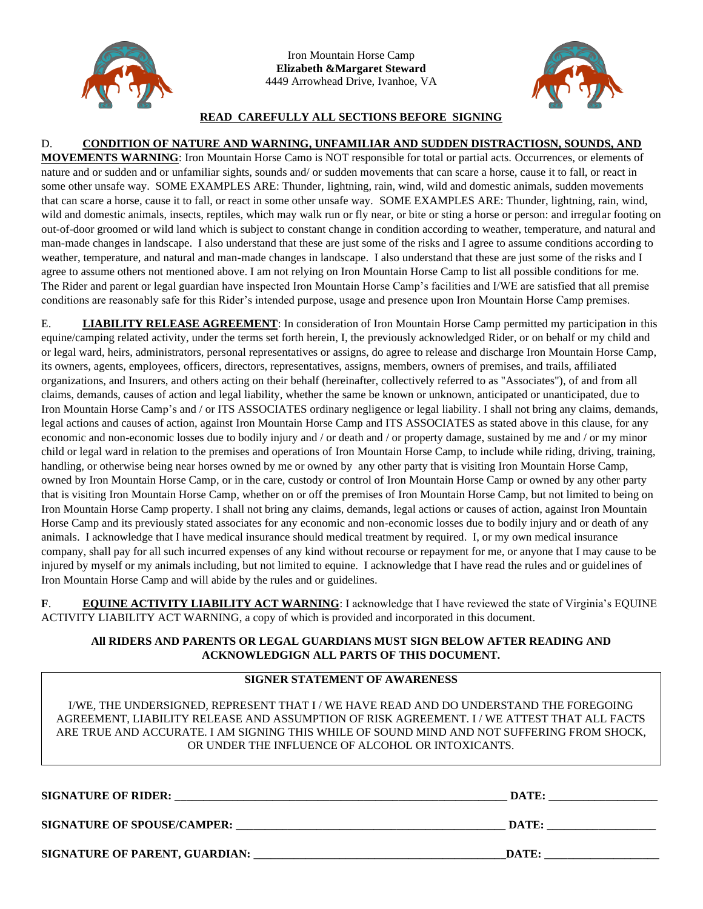Iron Mountain Horse Camp
**Elizabeth &Margaret Steward**
4449 Arrowhead Drive, Ivanhoe, VA

**READ CAREFULLY ALL SECTIONS BEFORE SIGNING**

D. **CONDITION OF NATURE AND WARNING, UNFAMILIAR AND SUDDEN DISTRACTIOSN, SOUNDS, AND MOVEMENTS WARNING**: Iron Mountain Horse Camo is NOT responsible for total or partial acts. Occurrences, or elements of nature and or sudden and or unfamiliar sights, sounds and/ or sudden movements that can scare a horse, cause it to fall, or react in some other unsafe way. SOME EXAMPLES ARE: Thunder, lightning, rain, wind, wild and domestic animals, sudden movements that can scare a horse, cause it to fall, or react in some other unsafe way. SOME EXAMPLES ARE: Thunder, lightning, rain, wind, wild and domestic animals, insects, reptiles, which may walk run or fly near, or bite or sting a horse or person: and irregular footing on out-of-door groomed or wild land which is subject to constant change in condition according to weather, temperature, and natural and man-made changes in landscape. I also understand that these are just some of the risks and I agree to assume conditions according to weather, temperature, and natural and man-made changes in landscape. I also understand that these are just some of the risks and I agree to assume others not mentioned above. I am not relying on Iron Mountain Horse Camp to list all possible conditions for me. The Rider and parent or legal guardian have inspected Iron Mountain Horse Camp's facilities and I/WE are satisfied that all premise conditions are reasonably safe for this Rider's intended purpose, usage and presence upon Iron Mountain Horse Camp premises.

E. **LIABILITY RELEASE AGREEMENT**: In consideration of Iron Mountain Horse Camp permitted my participation in this equine/camping related activity, under the terms set forth herein, I, the previously acknowledged Rider, or on behalf or my child and or legal ward, heirs, administrators, personal representatives or assigns, do agree to release and discharge Iron Mountain Horse Camp, its owners, agents, employees, officers, directors, representatives, assigns, members, owners of premises, and trails, affiliated organizations, and Insurers, and others acting on their behalf (hereinafter, collectively referred to as "Associates"), of and from all claims, demands, causes of action and legal liability, whether the same be known or unknown, anticipated or unanticipated, due to Iron Mountain Horse Camp's and / or ITS ASSOCIATES ordinary negligence or legal liability. I shall not bring any claims, demands, legal actions and causes of action, against Iron Mountain Horse Camp and ITS ASSOCIATES as stated above in this clause, for any economic and non-economic losses due to bodily injury and / or death and / or property damage, sustained by me and / or my minor child or legal ward in relation to the premises and operations of Iron Mountain Horse Camp, to include while riding, driving, training, handling, or otherwise being near horses owned by me or owned by any other party that is visiting Iron Mountain Horse Camp, owned by Iron Mountain Horse Camp, or in the care, custody or control of Iron Mountain Horse Camp or owned by any other party that is visiting Iron Mountain Horse Camp, whether on or off the premises of Iron Mountain Horse Camp, but not limited to being on Iron Mountain Horse Camp property. I shall not bring any claims, demands, legal actions or causes of action, against Iron Mountain Horse Camp and its previously stated associates for any economic and non-economic losses due to bodily injury and or death of any animals. I acknowledge that I have medical insurance should medical treatment by required. I, or my own medical insurance company, shall pay for all such incurred expenses of any kind without recourse or repayment for me, or anyone that I may cause to be injured by myself or my animals including, but not limited to equine. I acknowledge that I have read the rules and or guidelines of Iron Mountain Horse Camp and will abide by the rules and or guidelines.

**F**. **EQUINE ACTIVITY LIABILITY ACT WARNING**: I acknowledge that I have reviewed the state of Virginia's EQUINE ACTIVITY LIABILITY ACT WARNING, a copy of which is provided and incorporated in this document.

**All RIDERS AND PARENTS OR LEGAL GUARDIANS MUST SIGN BELOW AFTER READING AND ACKNOWLEDGIGN ALL PARTS OF THIS DOCUMENT.**

**SIGNER STATEMENT OF AWARENESS**

I/WE, THE UNDERSIGNED, REPRESENT THAT I / WE HAVE READ AND DO UNDERSTAND THE FOREGOING AGREEMENT, LIABILITY RELEASE AND ASSUMPTION OF RISK AGREEMENT. I / WE ATTEST THAT ALL FACTS ARE TRUE AND ACCURATE. I AM SIGNING THIS WHILE OF SOUND MIND AND NOT SUFFERING FROM SHOCK, OR UNDER THE INFLUENCE OF ALCOHOL OR INTOXICANTS.

**SIGNATURE OF RIDER:** ______________________________ **DATE:** ______________

**SIGNATURE OF SPOUSE/CAMPER:** ______________________________ **DATE:** ______________

**SIGNATURE OF PARENT, GUARDIAN:** ______________________________ **DATE:** ______________